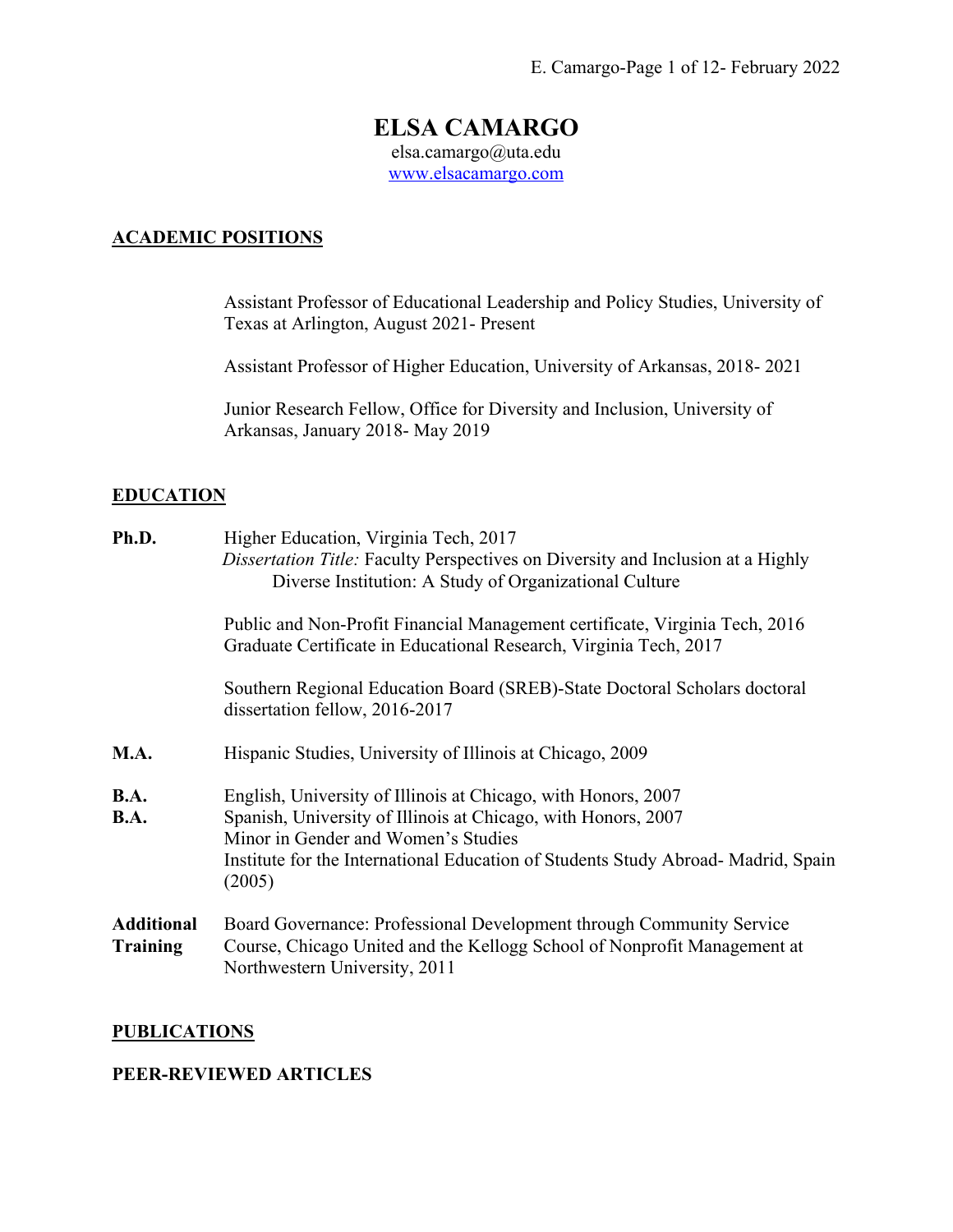# ELSA CAMARGO

elsa.camargo@uta.edu
[www.elsacamargo.com](http://www.elsacamargo.com)

## ACADEMIC POSITIONS

Assistant Professor of Educational Leadership and Policy Studies, University of Texas at Arlington, August 2021- Present

Assistant Professor of Higher Education, University of Arkansas, 2018- 2021

Junior Research Fellow, Office for Diversity and Inclusion, University of Arkansas, January 2018- May 2019

## EDUCATION

**Ph.D.** Higher Education, Virginia Tech, 2017
*Dissertation Title:* Faculty Perspectives on Diversity and Inclusion at a Highly Diverse Institution: A Study of Organizational Culture

Public and Non-Profit Financial Management certificate, Virginia Tech, 2016
Graduate Certificate in Educational Research, Virginia Tech, 2017

Southern Regional Education Board (SREB)-State Doctoral Scholars doctoral dissertation fellow, 2016-2017

**M.A.** Hispanic Studies, University of Illinois at Chicago, 2009

**B.A.** English, University of Illinois at Chicago, with Honors, 2007
**B.A.** Spanish, University of Illinois at Chicago, with Honors, 2007
Minor in Gender and Women's Studies
Institute for the International Education of Students Study Abroad- Madrid, Spain (2005)

**Additional Training** Board Governance: Professional Development through Community Service Course, Chicago United and the Kellogg School of Nonprofit Management at Northwestern University, 2011

## PUBLICATIONS

### PEER-REVIEWED ARTICLES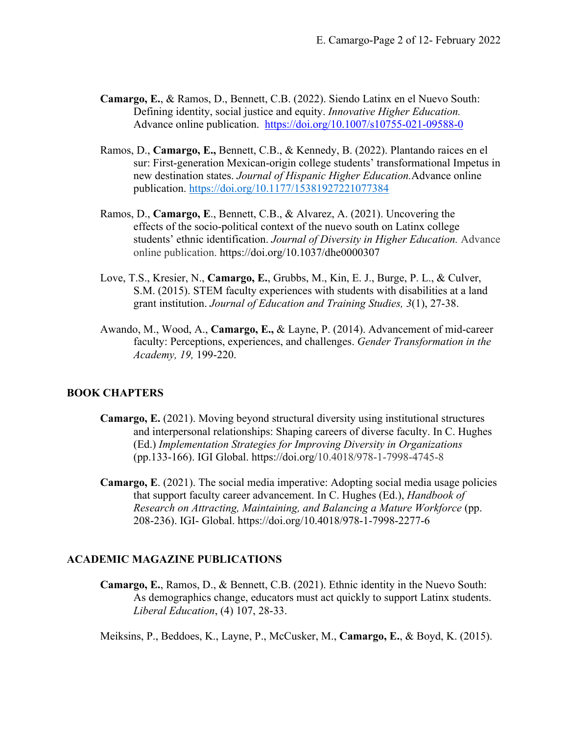**Camargo, E.**, & Ramos, D., Bennett, C.B. (2022). Siendo Latinx en el Nuevo South: Defining identity, social justice and equity. *Innovative Higher Education.* Advance online publication. https://doi.org/10.1007/s10755-021-09588-0

Ramos, D., **Camargo, E.,** Bennett, C.B., & Kennedy, B. (2022). Plantando raices en el sur: First-generation Mexican-origin college students' transformational Impetus in new destination states. *Journal of Hispanic Higher Education.*Advance online publication. https://doi.org/10.1177/15381927221077384

Ramos, D., **Camargo, E**., Bennett, C.B., & Alvarez, A. (2021). Uncovering the effects of the socio-political context of the nuevo south on Latinx college students' ethnic identification. *Journal of Diversity in Higher Education.* Advance online publication. https://doi.org/10.1037/dhe0000307

Love, T.S., Kresier, N., **Camargo, E.**, Grubbs, M., Kin, E. J., Burge, P. L., & Culver, S.M. (2015). STEM faculty experiences with students with disabilities at a land grant institution. *Journal of Education and Training Studies, 3*(1), 27-38.

Awando, M., Wood, A., **Camargo, E.,** & Layne, P. (2014). Advancement of mid-career faculty: Perceptions, experiences, and challenges. *Gender Transformation in the Academy, 19,* 199-220.

## BOOK CHAPTERS

**Camargo, E.** (2021). Moving beyond structural diversity using institutional structures and interpersonal relationships: Shaping careers of diverse faculty. In C. Hughes (Ed.) *Implementation Strategies for Improving Diversity in Organizations* (pp.133-166). IGI Global. https://doi.org/10.4018/978-1-7998-4745-8

**Camargo, E**. (2021). The social media imperative: Adopting social media usage policies that support faculty career advancement. In C. Hughes (Ed.), *Handbook of Research on Attracting, Maintaining, and Balancing a Mature Workforce* (pp. 208-236). IGI- Global. https://doi.org/10.4018/978-1-7998-2277-6

## ACADEMIC MAGAZINE PUBLICATIONS

**Camargo, E.**, Ramos, D., & Bennett, C.B. (2021). Ethnic identity in the Nuevo South: As demographics change, educators must act quickly to support Latinx students. *Liberal Education*, (4) 107, 28-33.

Meiksins, P., Beddoes, K., Layne, P., McCusker, M., **Camargo, E.**, & Boyd, K. (2015).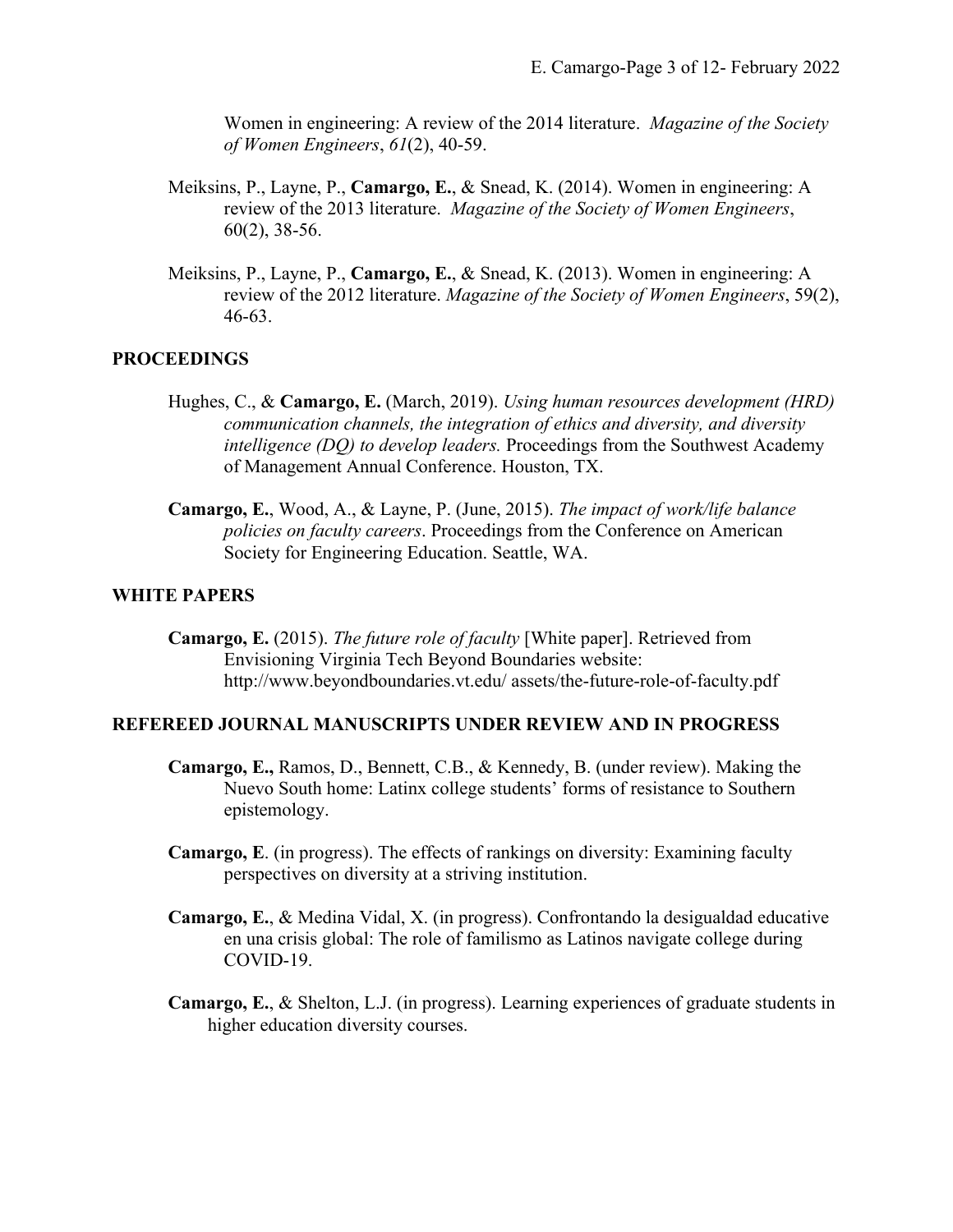Women in engineering: A review of the 2014 literature. *Magazine of the Society of Women Engineers*, *61*(2), 40-59.

Meiksins, P., Layne, P., **Camargo, E.**, & Snead, K. (2014). Women in engineering: A review of the 2013 literature. *Magazine of the Society of Women Engineers*, 60(2), 38-56.

Meiksins, P., Layne, P., **Camargo, E.**, & Snead, K. (2013). Women in engineering: A review of the 2012 literature. *Magazine of the Society of Women Engineers*, 59(2), 46-63.

## PROCEEDINGS

Hughes, C., & **Camargo, E.** (March, 2019). *Using human resources development (HRD) communication channels, the integration of ethics and diversity, and diversity intelligence (DQ) to develop leaders.* Proceedings from the Southwest Academy of Management Annual Conference. Houston, TX.

**Camargo, E.**, Wood, A., & Layne, P. (June, 2015). *The impact of work/life balance policies on faculty careers*. Proceedings from the Conference on American Society for Engineering Education. Seattle, WA.

## WHITE PAPERS

**Camargo, E.** (2015). *The future role of faculty* [White paper]. Retrieved from Envisioning Virginia Tech Beyond Boundaries website: http://www.beyondboundaries.vt.edu/ assets/the-future-role-of-faculty.pdf

## REFEREED JOURNAL MANUSCRIPTS UNDER REVIEW AND IN PROGRESS

**Camargo, E.,** Ramos, D., Bennett, C.B., & Kennedy, B. (under review). Making the Nuevo South home: Latinx college students' forms of resistance to Southern epistemology.

**Camargo, E**. (in progress). The effects of rankings on diversity: Examining faculty perspectives on diversity at a striving institution.

**Camargo, E.**, & Medina Vidal, X. (in progress). Confrontando la desigualdad educative en una crisis global: The role of familismo as Latinos navigate college during COVID-19.

**Camargo, E.**, & Shelton, L.J. (in progress). Learning experiences of graduate students in higher education diversity courses.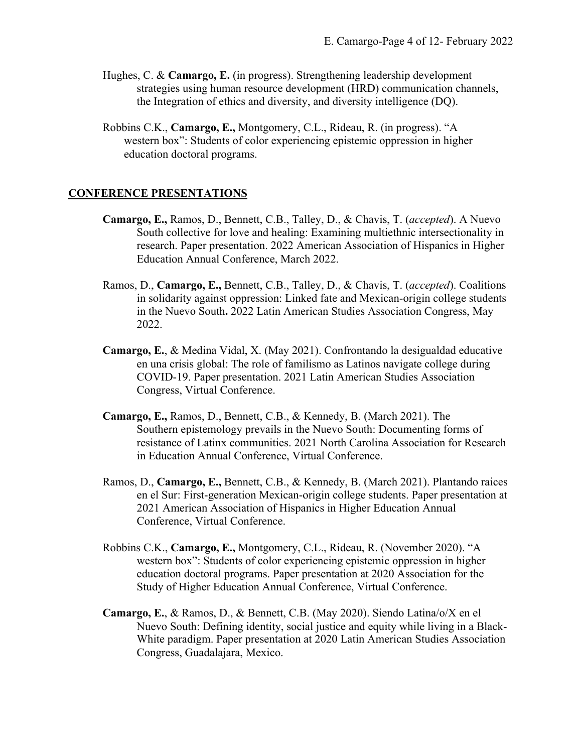Hughes, C. & **Camargo, E.** (in progress). Strengthening leadership development strategies using human resource development (HRD) communication channels, the Integration of ethics and diversity, and diversity intelligence (DQ).

Robbins C.K., **Camargo, E.,** Montgomery, C.L., Rideau, R. (in progress). "A western box": Students of color experiencing epistemic oppression in higher education doctoral programs.

## CONFERENCE PRESENTATIONS

**Camargo, E.,** Ramos, D., Bennett, C.B., Talley, D., & Chavis, T. (*accepted*). A Nuevo South collective for love and healing: Examining multiethnic intersectionality in research. Paper presentation. 2022 American Association of Hispanics in Higher Education Annual Conference, March 2022.

Ramos, D., **Camargo, E.,** Bennett, C.B., Talley, D., & Chavis, T. (*accepted*). Coalitions in solidarity against oppression: Linked fate and Mexican-origin college students in the Nuevo South**.** 2022 Latin American Studies Association Congress, May 2022.

**Camargo, E.**, & Medina Vidal, X. (May 2021). Confrontando la desigualdad educative en una crisis global: The role of familismo as Latinos navigate college during COVID-19. Paper presentation. 2021 Latin American Studies Association Congress, Virtual Conference.

**Camargo, E.,** Ramos, D., Bennett, C.B., & Kennedy, B. (March 2021). The Southern epistemology prevails in the Nuevo South: Documenting forms of resistance of Latinx communities. 2021 North Carolina Association for Research in Education Annual Conference, Virtual Conference.

Ramos, D., **Camargo, E.,** Bennett, C.B., & Kennedy, B. (March 2021). Plantando raices en el Sur: First-generation Mexican-origin college students. Paper presentation at 2021 American Association of Hispanics in Higher Education Annual Conference, Virtual Conference.

Robbins C.K., **Camargo, E.,** Montgomery, C.L., Rideau, R. (November 2020). "A western box": Students of color experiencing epistemic oppression in higher education doctoral programs. Paper presentation at 2020 Association for the Study of Higher Education Annual Conference, Virtual Conference.

**Camargo, E.**, & Ramos, D., & Bennett, C.B. (May 2020). Siendo Latina/o/X en el Nuevo South: Defining identity, social justice and equity while living in a Black-White paradigm. Paper presentation at 2020 Latin American Studies Association Congress, Guadalajara, Mexico.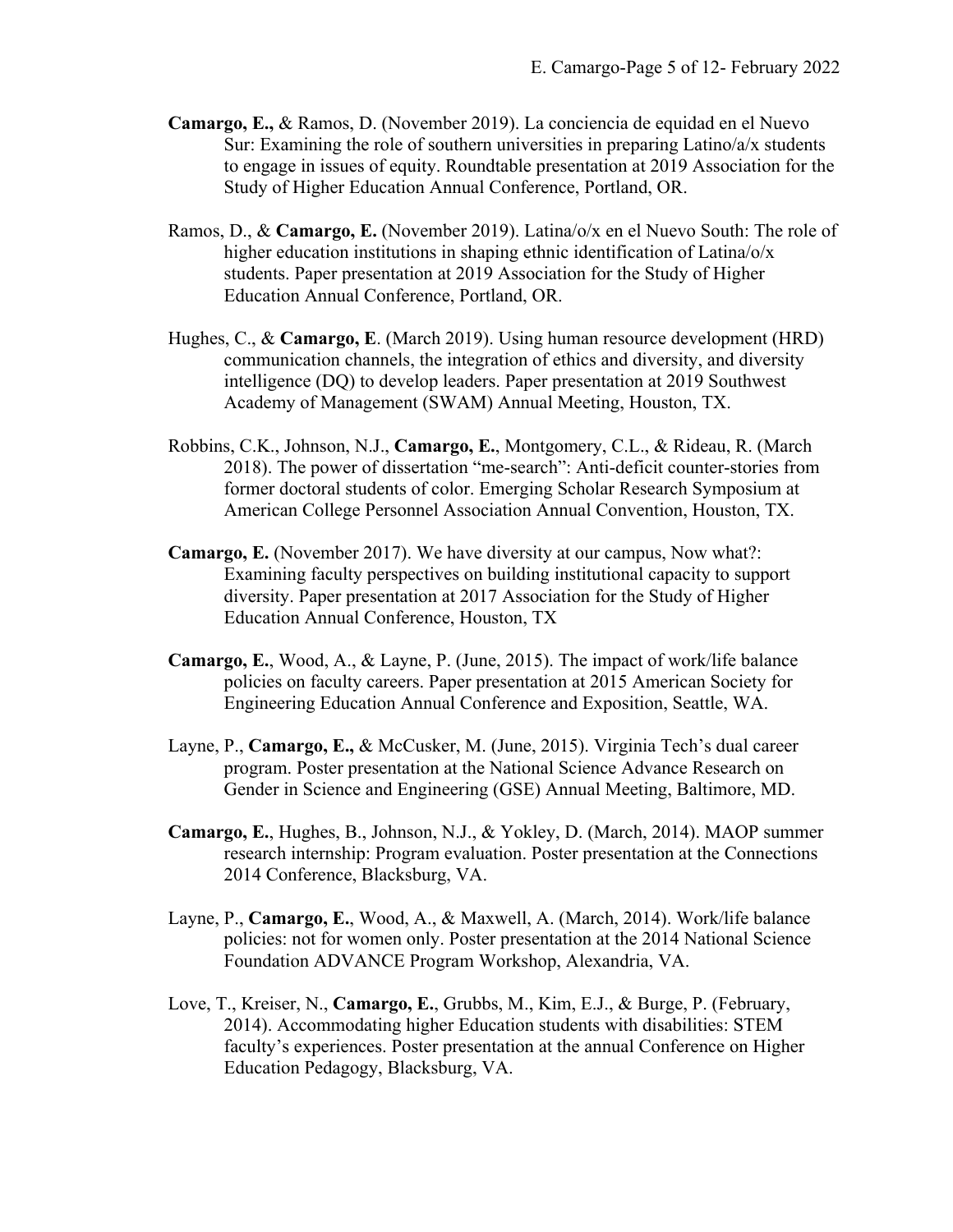**Camargo, E.,** & Ramos, D. (November 2019). La conciencia de equidad en el Nuevo Sur: Examining the role of southern universities in preparing Latino/a/x students to engage in issues of equity. Roundtable presentation at 2019 Association for the Study of Higher Education Annual Conference, Portland, OR.

Ramos, D., & **Camargo, E.** (November 2019). Latina/o/x en el Nuevo South: The role of higher education institutions in shaping ethnic identification of Latina/o/x students. Paper presentation at 2019 Association for the Study of Higher Education Annual Conference, Portland, OR.

Hughes, C., & **Camargo, E**. (March 2019). Using human resource development (HRD) communication channels, the integration of ethics and diversity, and diversity intelligence (DQ) to develop leaders. Paper presentation at 2019 Southwest Academy of Management (SWAM) Annual Meeting, Houston, TX.

Robbins, C.K., Johnson, N.J., **Camargo, E.**, Montgomery, C.L., & Rideau, R. (March 2018). The power of dissertation "me-search": Anti-deficit counter-stories from former doctoral students of color. Emerging Scholar Research Symposium at American College Personnel Association Annual Convention, Houston, TX.

**Camargo, E.** (November 2017). We have diversity at our campus, Now what?: Examining faculty perspectives on building institutional capacity to support diversity. Paper presentation at 2017 Association for the Study of Higher Education Annual Conference, Houston, TX

**Camargo, E.**, Wood, A., & Layne, P. (June, 2015). The impact of work/life balance policies on faculty careers. Paper presentation at 2015 American Society for Engineering Education Annual Conference and Exposition, Seattle, WA.

Layne, P., **Camargo, E.,** & McCusker, M. (June, 2015). Virginia Tech's dual career program. Poster presentation at the National Science Advance Research on Gender in Science and Engineering (GSE) Annual Meeting, Baltimore, MD.

**Camargo, E.**, Hughes, B., Johnson, N.J., & Yokley, D. (March, 2014). MAOP summer research internship: Program evaluation. Poster presentation at the Connections 2014 Conference, Blacksburg, VA.

Layne, P., **Camargo, E.**, Wood, A., & Maxwell, A. (March, 2014). Work/life balance policies: not for women only. Poster presentation at the 2014 National Science Foundation ADVANCE Program Workshop, Alexandria, VA.

Love, T., Kreiser, N., **Camargo, E.**, Grubbs, M., Kim, E.J., & Burge, P. (February, 2014). Accommodating higher Education students with disabilities: STEM faculty's experiences. Poster presentation at the annual Conference on Higher Education Pedagogy, Blacksburg, VA.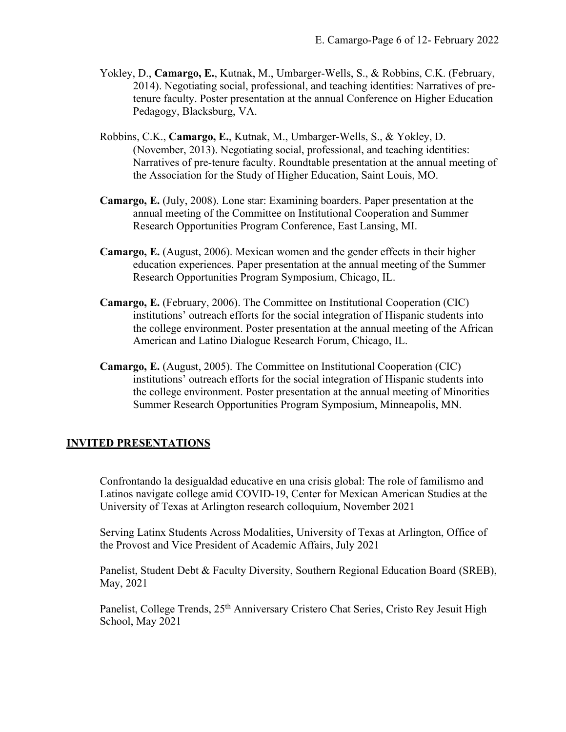Yokley, D., **Camargo, E.**, Kutnak, M., Umbarger-Wells, S., & Robbins, C.K. (February, 2014). Negotiating social, professional, and teaching identities: Narratives of pre-tenure faculty. Poster presentation at the annual Conference on Higher Education Pedagogy, Blacksburg, VA.

Robbins, C.K., **Camargo, E.**, Kutnak, M., Umbarger-Wells, S., & Yokley, D. (November, 2013). Negotiating social, professional, and teaching identities: Narratives of pre-tenure faculty. Roundtable presentation at the annual meeting of the Association for the Study of Higher Education, Saint Louis, MO.

**Camargo, E.** (July, 2008). Lone star: Examining boarders. Paper presentation at the annual meeting of the Committee on Institutional Cooperation and Summer Research Opportunities Program Conference, East Lansing, MI.

**Camargo, E.** (August, 2006). Mexican women and the gender effects in their higher education experiences. Paper presentation at the annual meeting of the Summer Research Opportunities Program Symposium, Chicago, IL.

**Camargo, E.** (February, 2006). The Committee on Institutional Cooperation (CIC) institutions' outreach efforts for the social integration of Hispanic students into the college environment. Poster presentation at the annual meeting of the African American and Latino Dialogue Research Forum, Chicago, IL.

**Camargo, E.** (August, 2005). The Committee on Institutional Cooperation (CIC) institutions' outreach efforts for the social integration of Hispanic students into the college environment. Poster presentation at the annual meeting of Minorities Summer Research Opportunities Program Symposium, Minneapolis, MN.

## INVITED PRESENTATIONS

Confrontando la desigualdad educative en una crisis global: The role of familismo and Latinos navigate college amid COVID-19, Center for Mexican American Studies at the University of Texas at Arlington research colloquium, November 2021

Serving Latinx Students Across Modalities, University of Texas at Arlington, Office of the Provost and Vice President of Academic Affairs, July 2021

Panelist, Student Debt & Faculty Diversity, Southern Regional Education Board (SREB), May, 2021

Panelist, College Trends, 25th Anniversary Cristero Chat Series, Cristo Rey Jesuit High School, May 2021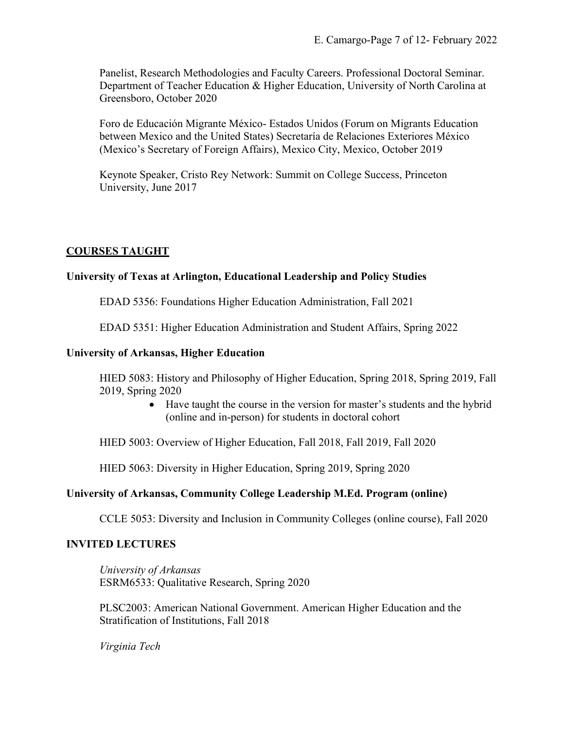Panelist, Research Methodologies and Faculty Careers. Professional Doctoral Seminar. Department of Teacher Education & Higher Education, University of North Carolina at Greensboro, October 2020

Foro de Educación Migrante México- Estados Unidos (Forum on Migrants Education between Mexico and the United States) Secretaría de Relaciones Exteriores México (Mexico's Secretary of Foreign Affairs), Mexico City, Mexico, October 2019

Keynote Speaker, Cristo Rey Network: Summit on College Success, Princeton University, June 2017

## **COURSES TAUGHT**

### University of Texas at Arlington, Educational Leadership and Policy Studies

EDAD 5356: Foundations Higher Education Administration, Fall 2021

EDAD 5351: Higher Education Administration and Student Affairs, Spring 2022

### University of Arkansas, Higher Education

HIED 5083: History and Philosophy of Higher Education, Spring 2018, Spring 2019, Fall 2019, Spring 2020

- Have taught the course in the version for master's students and the hybrid (online and in-person) for students in doctoral cohort

HIED 5003: Overview of Higher Education, Fall 2018, Fall 2019, Fall 2020

HIED 5063: Diversity in Higher Education, Spring 2019, Spring 2020

### University of Arkansas, Community College Leadership M.Ed. Program (online)

CCLE 5053: Diversity and Inclusion in Community Colleges (online course), Fall 2020

## INVITED LECTURES

*University of Arkansas*
ESRM6533: Qualitative Research, Spring 2020

PLSC2003: American National Government. American Higher Education and the Stratification of Institutions, Fall 2018

*Virginia Tech*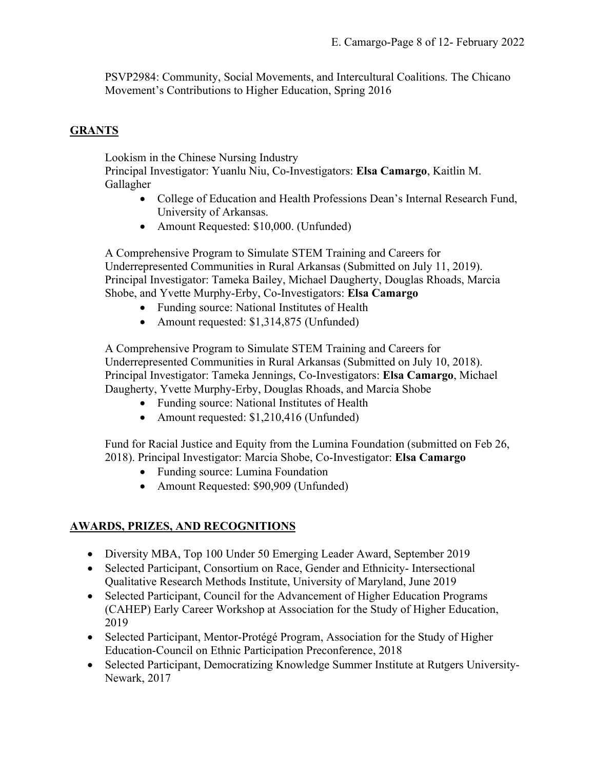PSVP2984: Community, Social Movements, and Intercultural Coalitions. The Chicano Movement's Contributions to Higher Education, Spring 2016

## GRANTS

Lookism in the Chinese Nursing Industry
Principal Investigator: Yuanlu Niu, Co-Investigators: **Elsa Camargo**, Kaitlin M. Gallagher

- College of Education and Health Professions Dean's Internal Research Fund, University of Arkansas.
- Amount Requested: $10,000. (Unfunded)

A Comprehensive Program to Simulate STEM Training and Careers for Underrepresented Communities in Rural Arkansas (Submitted on July 11, 2019). Principal Investigator: Tameka Bailey, Michael Daugherty, Douglas Rhoads, Marcia Shobe, and Yvette Murphy-Erby, Co-Investigators: **Elsa Camargo**

- Funding source: National Institutes of Health
- Amount requested: $1,314,875 (Unfunded)

A Comprehensive Program to Simulate STEM Training and Careers for Underrepresented Communities in Rural Arkansas (Submitted on July 10, 2018). Principal Investigator: Tameka Jennings, Co-Investigators: **Elsa Camargo**, Michael Daugherty, Yvette Murphy-Erby, Douglas Rhoads, and Marcia Shobe

- Funding source: National Institutes of Health
- Amount requested: $1,210,416 (Unfunded)

Fund for Racial Justice and Equity from the Lumina Foundation (submitted on Feb 26, 2018). Principal Investigator: Marcia Shobe, Co-Investigator: **Elsa Camargo**

- Funding source: Lumina Foundation
- Amount Requested: $90,909 (Unfunded)

## AWARDS, PRIZES, AND RECOGNITIONS

- Diversity MBA, Top 100 Under 50 Emerging Leader Award, September 2019
- Selected Participant, Consortium on Race, Gender and Ethnicity- Intersectional Qualitative Research Methods Institute, University of Maryland, June 2019
- Selected Participant, Council for the Advancement of Higher Education Programs (CAHEP) Early Career Workshop at Association for the Study of Higher Education, 2019
- Selected Participant, Mentor-Protégé Program, Association for the Study of Higher Education-Council on Ethnic Participation Preconference, 2018
- Selected Participant, Democratizing Knowledge Summer Institute at Rutgers University-Newark, 2017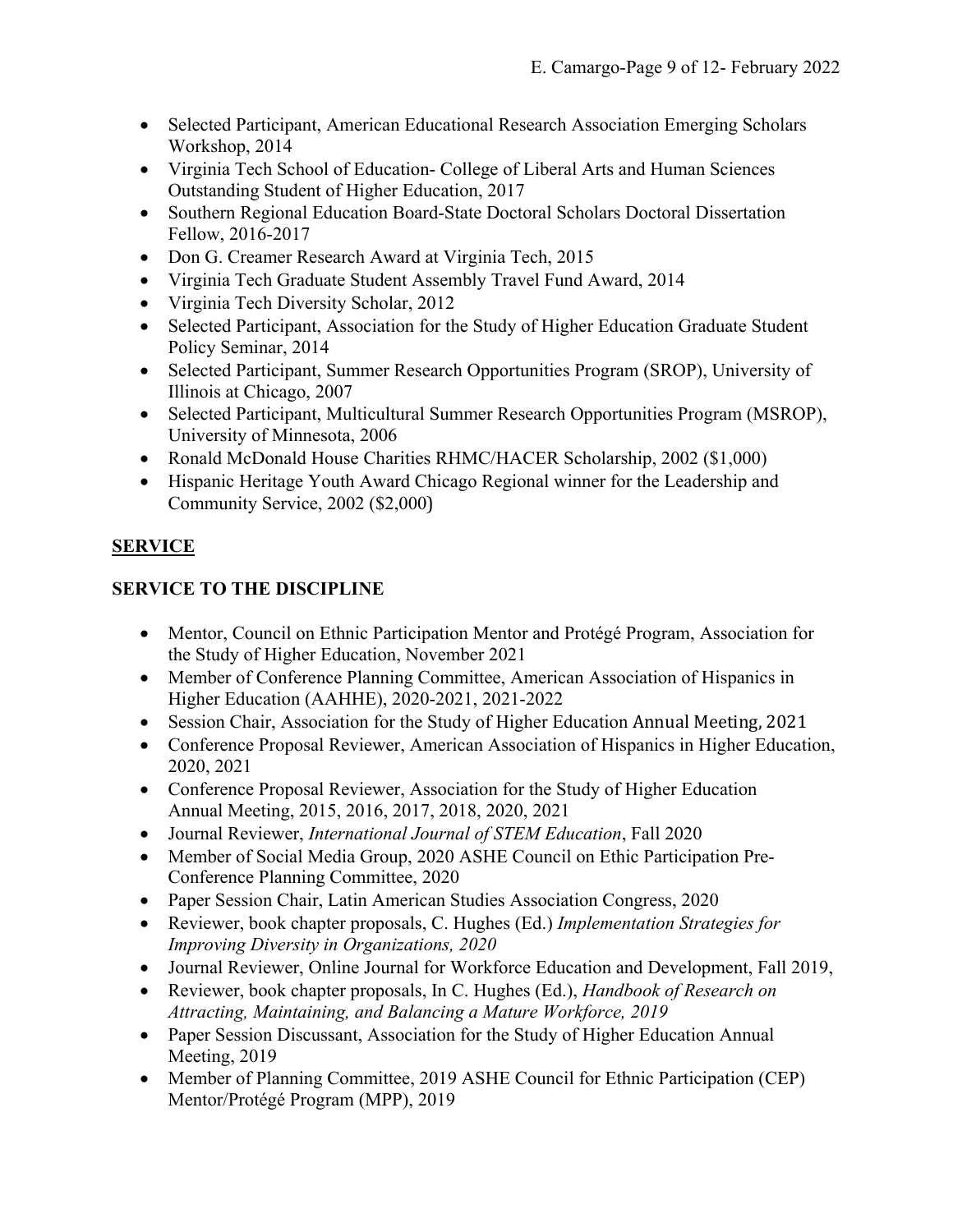- Selected Participant, American Educational Research Association Emerging Scholars Workshop, 2014
- Virginia Tech School of Education- College of Liberal Arts and Human Sciences Outstanding Student of Higher Education, 2017
- Southern Regional Education Board-State Doctoral Scholars Doctoral Dissertation Fellow, 2016-2017
- Don G. Creamer Research Award at Virginia Tech, 2015
- Virginia Tech Graduate Student Assembly Travel Fund Award, 2014
- Virginia Tech Diversity Scholar, 2012
- Selected Participant, Association for the Study of Higher Education Graduate Student Policy Seminar, 2014
- Selected Participant, Summer Research Opportunities Program (SROP), University of Illinois at Chicago, 2007
- Selected Participant, Multicultural Summer Research Opportunities Program (MSROP), University of Minnesota, 2006
- Ronald McDonald House Charities RHMC/HACER Scholarship, 2002 ($1,000)
- Hispanic Heritage Youth Award Chicago Regional winner for the Leadership and Community Service, 2002 ($2,000)

## SERVICE

### SERVICE TO THE DISCIPLINE

- Mentor, Council on Ethnic Participation Mentor and Protégé Program, Association for the Study of Higher Education, November 2021
- Member of Conference Planning Committee, American Association of Hispanics in Higher Education (AAHHE), 2020-2021, 2021-2022
- Session Chair, Association for the Study of Higher Education Annual Meeting, 2021
- Conference Proposal Reviewer, American Association of Hispanics in Higher Education, 2020, 2021
- Conference Proposal Reviewer, Association for the Study of Higher Education Annual Meeting, 2015, 2016, 2017, 2018, 2020, 2021
- Journal Reviewer, *International Journal of STEM Education*, Fall 2020
- Member of Social Media Group, 2020 ASHE Council on Ethic Participation Pre-Conference Planning Committee, 2020
- Paper Session Chair, Latin American Studies Association Congress, 2020
- Reviewer, book chapter proposals, C. Hughes (Ed.) *Implementation Strategies for Improving Diversity in Organizations, 2020*
- Journal Reviewer, Online Journal for Workforce Education and Development, Fall 2019,
- Reviewer, book chapter proposals, In C. Hughes (Ed.), *Handbook of Research on Attracting, Maintaining, and Balancing a Mature Workforce, 2019*
- Paper Session Discussant, Association for the Study of Higher Education Annual Meeting, 2019
- Member of Planning Committee, 2019 ASHE Council for Ethnic Participation (CEP) Mentor/Protégé Program (MPP), 2019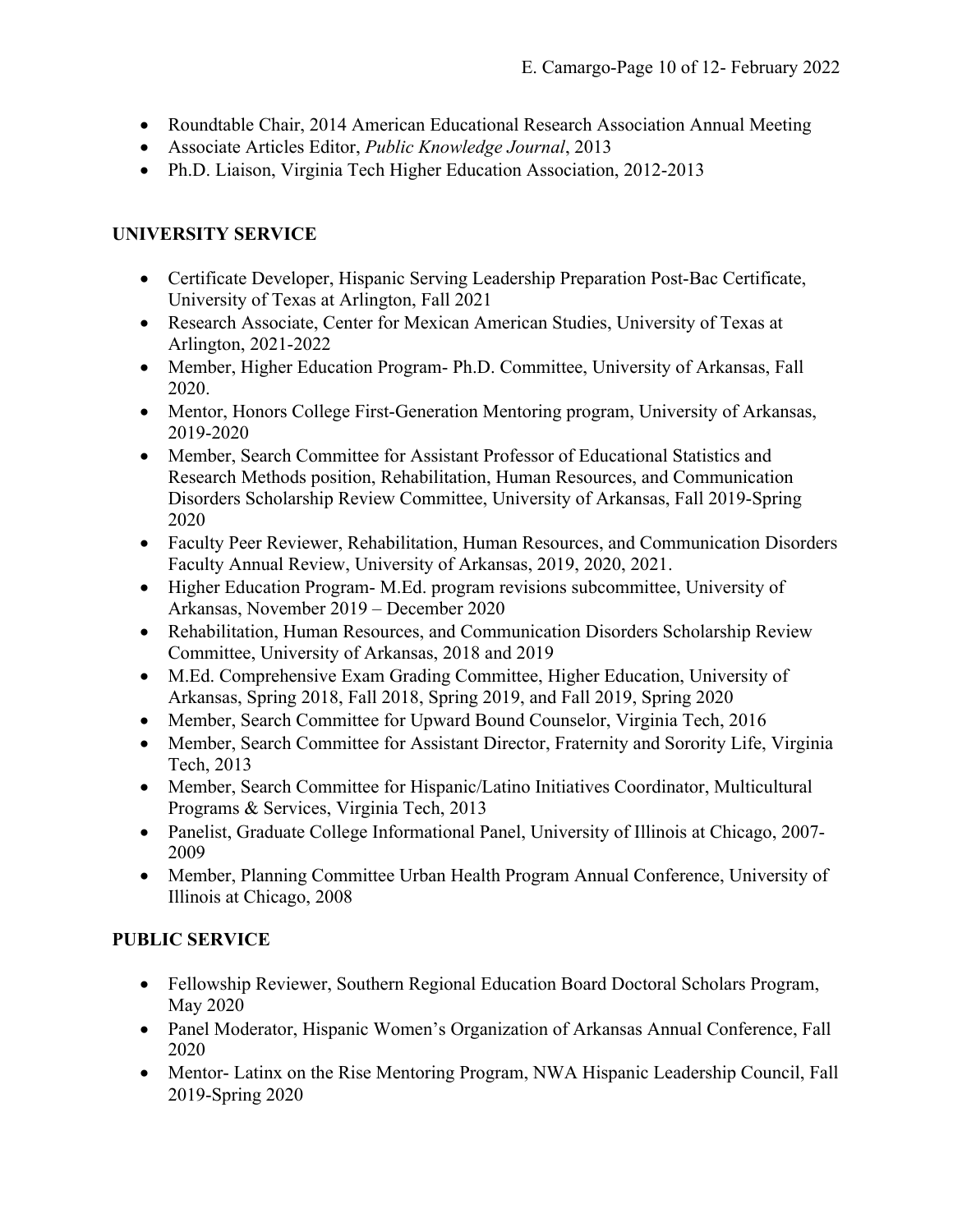- Roundtable Chair, 2014 American Educational Research Association Annual Meeting
- Associate Articles Editor, *Public Knowledge Journal*, 2013
- Ph.D. Liaison, Virginia Tech Higher Education Association, 2012-2013

## UNIVERSITY SERVICE

- Certificate Developer, Hispanic Serving Leadership Preparation Post-Bac Certificate, University of Texas at Arlington, Fall 2021
- Research Associate, Center for Mexican American Studies, University of Texas at Arlington, 2021-2022
- Member, Higher Education Program- Ph.D. Committee, University of Arkansas, Fall 2020.
- Mentor, Honors College First-Generation Mentoring program, University of Arkansas, 2019-2020
- Member, Search Committee for Assistant Professor of Educational Statistics and Research Methods position, Rehabilitation, Human Resources, and Communication Disorders Scholarship Review Committee, University of Arkansas, Fall 2019-Spring 2020
- Faculty Peer Reviewer, Rehabilitation, Human Resources, and Communication Disorders Faculty Annual Review, University of Arkansas, 2019, 2020, 2021.
- Higher Education Program- M.Ed. program revisions subcommittee, University of Arkansas, November 2019 – December 2020
- Rehabilitation, Human Resources, and Communication Disorders Scholarship Review Committee, University of Arkansas, 2018 and 2019
- M.Ed. Comprehensive Exam Grading Committee, Higher Education, University of Arkansas, Spring 2018, Fall 2018, Spring 2019, and Fall 2019, Spring 2020
- Member, Search Committee for Upward Bound Counselor, Virginia Tech, 2016
- Member, Search Committee for Assistant Director, Fraternity and Sorority Life, Virginia Tech, 2013
- Member, Search Committee for Hispanic/Latino Initiatives Coordinator, Multicultural Programs & Services, Virginia Tech, 2013
- Panelist, Graduate College Informational Panel, University of Illinois at Chicago, 2007-2009
- Member, Planning Committee Urban Health Program Annual Conference, University of Illinois at Chicago, 2008

## PUBLIC SERVICE

- Fellowship Reviewer, Southern Regional Education Board Doctoral Scholars Program, May 2020
- Panel Moderator, Hispanic Women's Organization of Arkansas Annual Conference, Fall 2020
- Mentor- Latinx on the Rise Mentoring Program, NWA Hispanic Leadership Council, Fall 2019-Spring 2020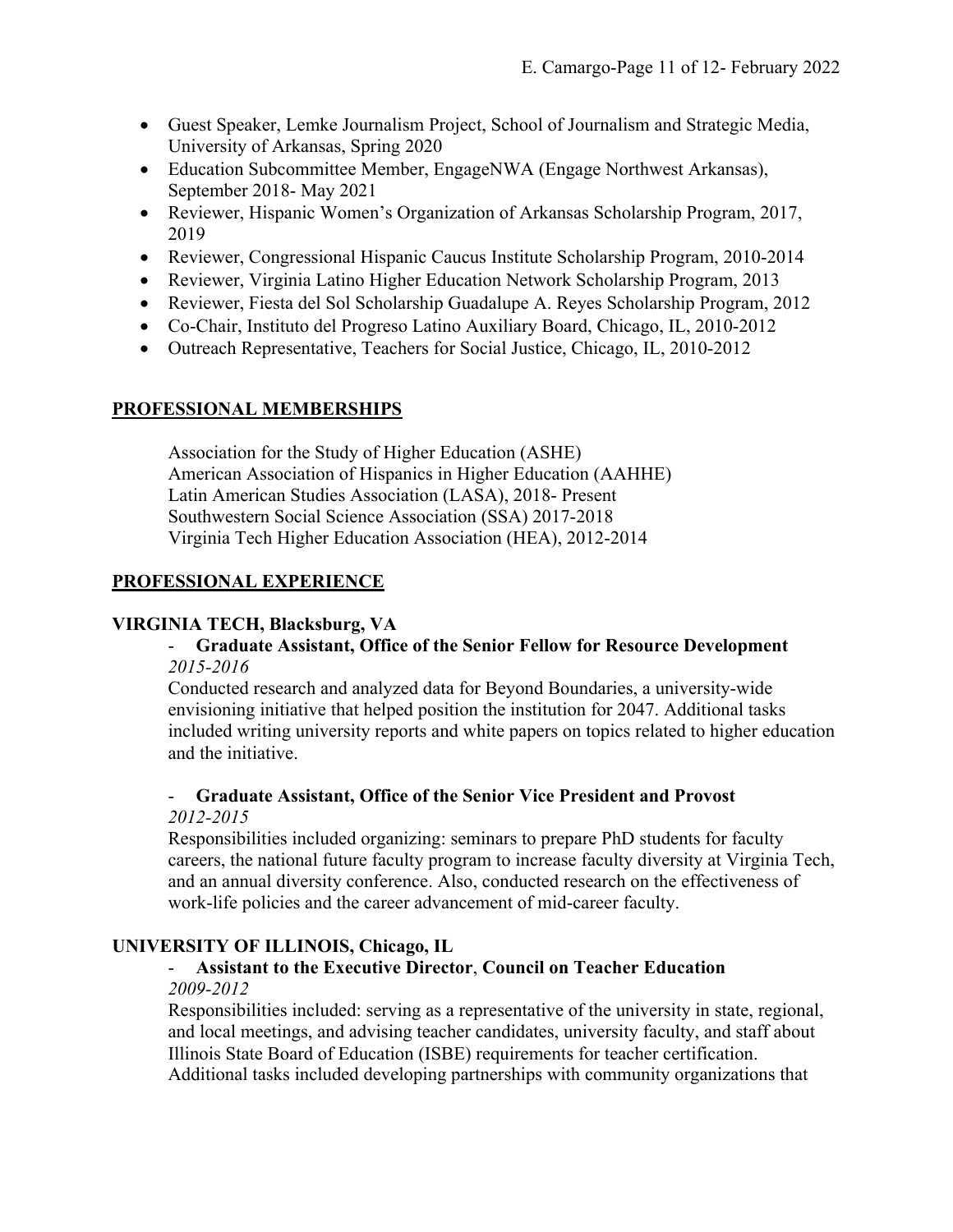- Guest Speaker, Lemke Journalism Project, School of Journalism and Strategic Media, University of Arkansas, Spring 2020
- Education Subcommittee Member, EngageNWA (Engage Northwest Arkansas), September 2018- May 2021
- Reviewer, Hispanic Women's Organization of Arkansas Scholarship Program, 2017, 2019
- Reviewer, Congressional Hispanic Caucus Institute Scholarship Program, 2010-2014
- Reviewer, Virginia Latino Higher Education Network Scholarship Program, 2013
- Reviewer, Fiesta del Sol Scholarship Guadalupe A. Reyes Scholarship Program, 2012
- Co-Chair, Instituto del Progreso Latino Auxiliary Board, Chicago, IL, 2010-2012
- Outreach Representative, Teachers for Social Justice, Chicago, IL, 2010-2012

## PROFESSIONAL MEMBERSHIPS

Association for the Study of Higher Education (ASHE)
American Association of Hispanics in Higher Education (AAHHE)
Latin American Studies Association (LASA), 2018- Present
Southwestern Social Science Association (SSA) 2017-2018
Virginia Tech Higher Education Association (HEA), 2012-2014

## PROFESSIONAL EXPERIENCE

### VIRGINIA TECH, Blacksburg, VA

- **Graduate Assistant, Office of the Senior Fellow for Resource Development**
  *2015-2016*
  Conducted research and analyzed data for Beyond Boundaries, a university-wide envisioning initiative that helped position the institution for 2047. Additional tasks included writing university reports and white papers on topics related to higher education and the initiative.

- **Graduate Assistant, Office of the Senior Vice President and Provost**
  *2012-2015*
  Responsibilities included organizing: seminars to prepare PhD students for faculty careers, the national future faculty program to increase faculty diversity at Virginia Tech, and an annual diversity conference. Also, conducted research on the effectiveness of work-life policies and the career advancement of mid-career faculty.

### UNIVERSITY OF ILLINOIS, Chicago, IL

- **Assistant to the Executive Director**, **Council on Teacher Education**
  *2009-2012*
  Responsibilities included: serving as a representative of the university in state, regional, and local meetings, and advising teacher candidates, university faculty, and staff about Illinois State Board of Education (ISBE) requirements for teacher certification. Additional tasks included developing partnerships with community organizations that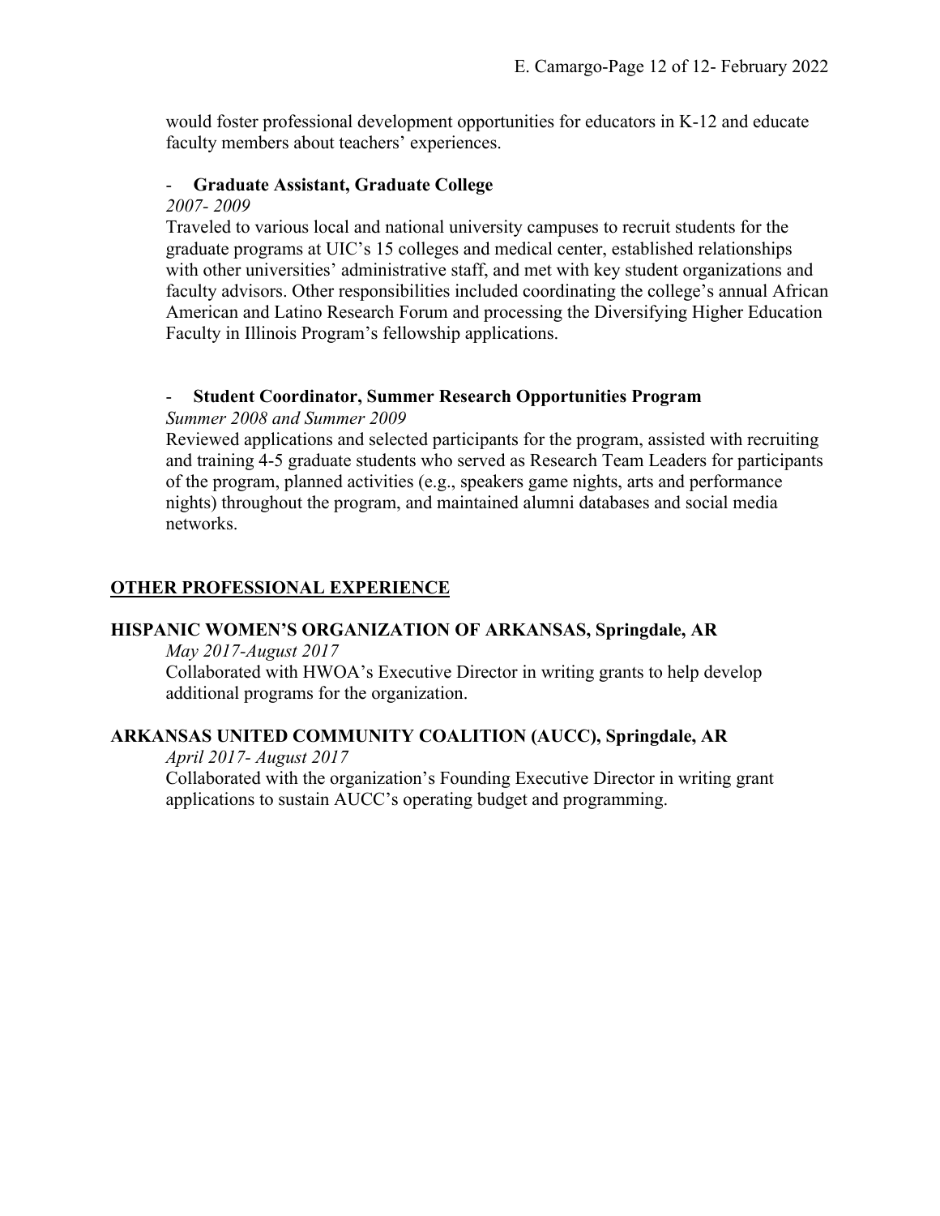would foster professional development opportunities for educators in K-12 and educate faculty members about teachers' experiences.

- **Graduate Assistant, Graduate College**

  *2007- 2009*

  Traveled to various local and national university campuses to recruit students for the graduate programs at UIC's 15 colleges and medical center, established relationships with other universities' administrative staff, and met with key student organizations and faculty advisors. Other responsibilities included coordinating the college's annual African American and Latino Research Forum and processing the Diversifying Higher Education Faculty in Illinois Program's fellowship applications.

- **Student Coordinator, Summer Research Opportunities Program**

  *Summer 2008 and Summer 2009*

  Reviewed applications and selected participants for the program, assisted with recruiting and training 4-5 graduate students who served as Research Team Leaders for participants of the program, planned activities (e.g., speakers game nights, arts and performance nights) throughout the program, and maintained alumni databases and social media networks.

## OTHER PROFESSIONAL EXPERIENCE

**HISPANIC WOMEN'S ORGANIZATION OF ARKANSAS, Springdale, AR**

*May 2017-August 2017*

Collaborated with HWOA's Executive Director in writing grants to help develop additional programs for the organization.

**ARKANSAS UNITED COMMUNITY COALITION (AUCC), Springdale, AR**

*April 2017- August 2017*

Collaborated with the organization's Founding Executive Director in writing grant applications to sustain AUCC's operating budget and programming.